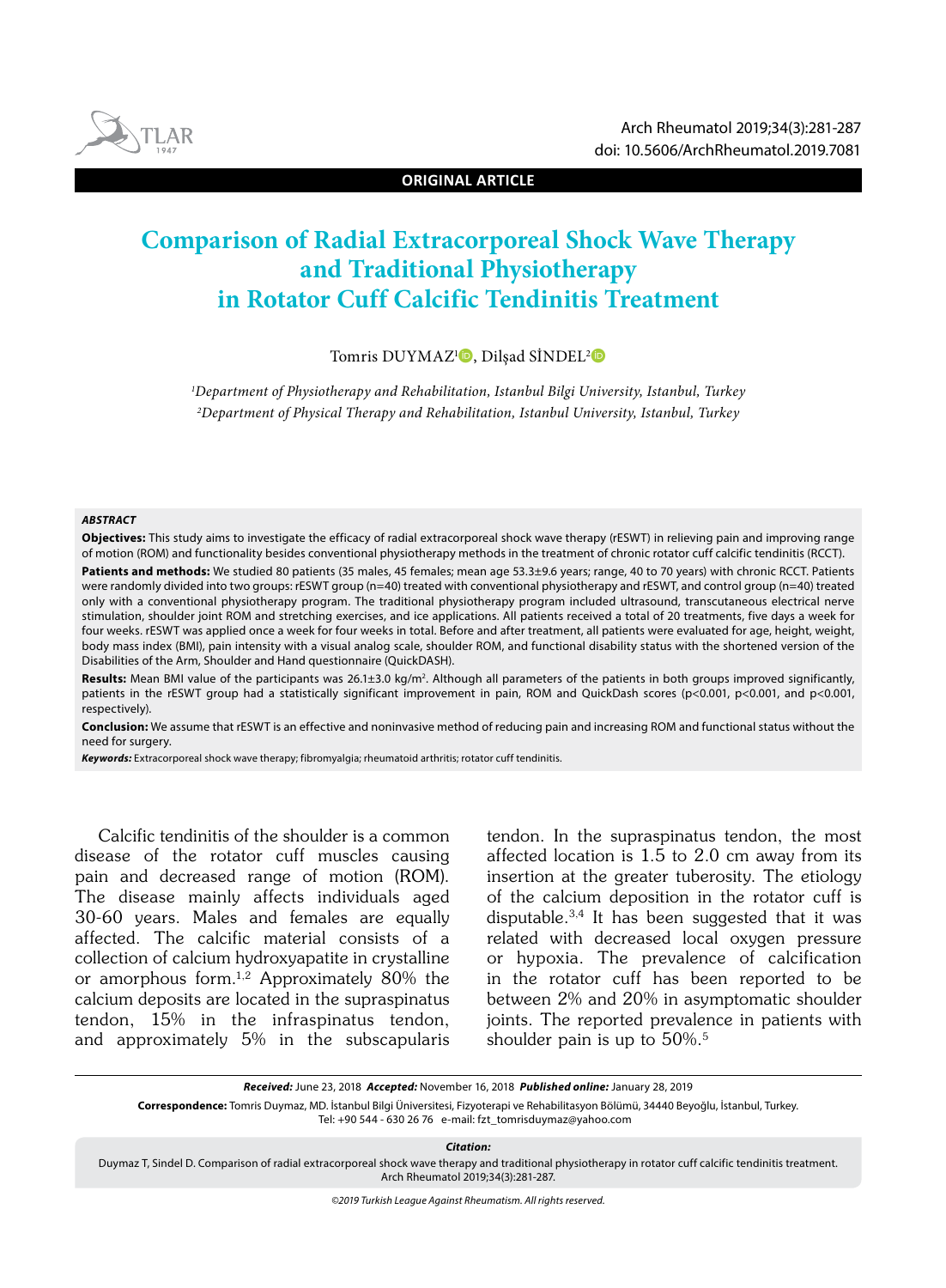ORIGINAL ARTICLE

# Comparison of Radial Extracorporeal Shock Wave Therapy and Traditional Physiotherapy in Rotator Cuff Calcific Tendinitis Treatment

Tomris DUYMAZ[1], Dilşad SİNDEL[2]

[1]*Department of Physiotherapy and Rehabilitation, Istanbul Bilgi University, Istanbul, Turkey*
[2]*Department of Physical Therapy and Rehabilitation, Istanbul University, Istanbul, Turkey*

***ABSTRACT***

**Objectives:** This study aims to investigate the efficacy of radial extracorporeal shock wave therapy (rESWT) in relieving pain and improving range of motion (ROM) and functionality besides conventional physiotherapy methods in the treatment of chronic rotator cuff calcific tendinitis (RCCT).

**Patients and methods:** We studied 80 patients (35 males, 45 females; mean age 53.3±9.6 years; range, 40 to 70 years) with chronic RCCT. Patients were randomly divided into two groups: rESWT group (n=40) treated with conventional physiotherapy and rESWT, and control group (n=40) treated only with a conventional physiotherapy program. The traditional physiotherapy program included ultrasound, transcutaneous electrical nerve stimulation, shoulder joint ROM and stretching exercises, and ice applications. All patients received a total of 20 treatments, five days a week for four weeks. rESWT was applied once a week for four weeks in total. Before and after treatment, all patients were evaluated for age, height, weight, body mass index (BMI), pain intensity with a visual analog scale, shoulder ROM, and functional disability status with the shortened version of the Disabilities of the Arm, Shoulder and Hand questionnaire (QuickDASH).

**Results:** Mean BMI value of the participants was 26.1±3.0 kg/m$^2$. Although all parameters of the patients in both groups improved significantly, patients in the rESWT group had a statistically significant improvement in pain, ROM and QuickDash scores ($p<0.001$, $p<0.001$, and $p<0.001$, respectively).

**Conclusion:** We assume that rESWT is an effective and noninvasive method of reducing pain and increasing ROM and functional status without the need for surgery.

***Keywords:*** Extracorporeal shock wave therapy; fibromyalgia; rheumatoid arthritis; rotator cuff tendinitis.

Calcific tendinitis of the shoulder is a common disease of the rotator cuff muscles causing pain and decreased range of motion (ROM). The disease mainly affects individuals aged 30-60 years. Males and females are equally affected. The calcific material consists of a collection of calcium hydroxyapatite in crystalline or amorphous form.[1,2] Approximately 80% the calcium deposits are located in the supraspinatus tendon, 15% in the infraspinatus tendon, and approximately 5% in the subscapularis tendon. In the supraspinatus tendon, the most affected location is 1.5 to 2.0 cm away from its insertion at the greater tuberosity. The etiology of the calcium deposition in the rotator cuff is disputable.[3,4] It has been suggested that it was related with decreased local oxygen pressure or hypoxia. The prevalence of calcification in the rotator cuff has been reported to be between 2% and 20% in asymptomatic shoulder joints. The reported prevalence in patients with shoulder pain is up to 50%.[5]

***Received:*** June 23, 2018 ***Accepted:*** November 16, 2018 ***Published online:*** January 28, 2019

**Correspondence:** Tomris Duymaz, MD. İstanbul Bilgi Üniversitesi, Fizyoterapi ve Rehabilitasyon Bölümü, 34440 Beyoğlu, İstanbul, Turkey. Tel: +90 544 - 630 26 76 e-mail: fzt_tomrisduymaz@yahoo.com

***Citation:***
Duymaz T, Sindel D. Comparison of radial extracorporeal shock wave therapy and traditional physiotherapy in rotator cuff calcific tendinitis treatment. Arch Rheumatol 2019;34(3):281-287.

*©2019 Turkish League Against Rheumatism. All rights reserved.*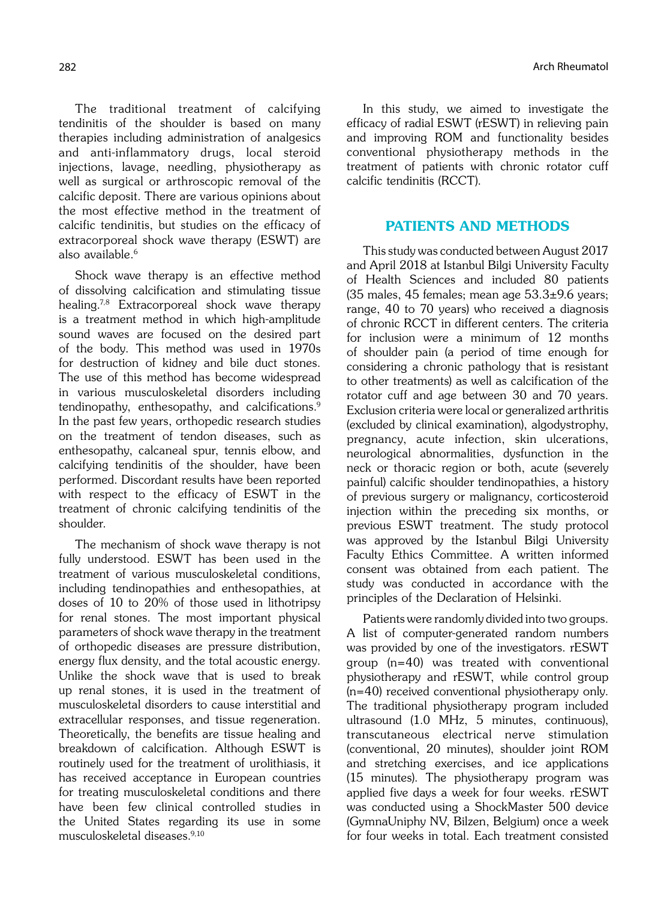The traditional treatment of calcifying tendinitis of the shoulder is based on many therapies including administration of analgesics and anti-inflammatory drugs, local steroid injections, lavage, needling, physiotherapy as well as surgical or arthroscopic removal of the calcific deposit. There are various opinions about the most effective method in the treatment of calcific tendinitis, but studies on the efficacy of extracorporeal shock wave therapy (ESWT) are also available.[6]

Shock wave therapy is an effective method of dissolving calcification and stimulating tissue healing.[7,8] Extracorporeal shock wave therapy is a treatment method in which high-amplitude sound waves are focused on the desired part of the body. This method was used in 1970s for destruction of kidney and bile duct stones. The use of this method has become widespread in various musculoskeletal disorders including tendinopathy, enthesopathy, and calcifications.[9] In the past few years, orthopedic research studies on the treatment of tendon diseases, such as enthesopathy, calcaneal spur, tennis elbow, and calcifying tendinitis of the shoulder, have been performed. Discordant results have been reported with respect to the efficacy of ESWT in the treatment of chronic calcifying tendinitis of the shoulder.

The mechanism of shock wave therapy is not fully understood. ESWT has been used in the treatment of various musculoskeletal conditions, including tendinopathies and enthesopathies, at doses of 10 to 20% of those used in lithotripsy for renal stones. The most important physical parameters of shock wave therapy in the treatment of orthopedic diseases are pressure distribution, energy flux density, and the total acoustic energy. Unlike the shock wave that is used to break up renal stones, it is used in the treatment of musculoskeletal disorders to cause interstitial and extracellular responses, and tissue regeneration. Theoretically, the benefits are tissue healing and breakdown of calcification. Although ESWT is routinely used for the treatment of urolithiasis, it has received acceptance in European countries for treating musculoskeletal conditions and there have been few clinical controlled studies in the United States regarding its use in some musculoskeletal diseases.[9,10]

In this study, we aimed to investigate the efficacy of radial ESWT (rESWT) in relieving pain and improving ROM and functionality besides conventional physiotherapy methods in the treatment of patients with chronic rotator cuff calcific tendinitis (RCCT).

## PATIENTS AND METHODS

This study was conducted between August 2017 and April 2018 at Istanbul Bilgi University Faculty of Health Sciences and included 80 patients (35 males, 45 females; mean age 53.3±9.6 years; range, 40 to 70 years) who received a diagnosis of chronic RCCT in different centers. The criteria for inclusion were a minimum of 12 months of shoulder pain (a period of time enough for considering a chronic pathology that is resistant to other treatments) as well as calcification of the rotator cuff and age between 30 and 70 years. Exclusion criteria were local or generalized arthritis (excluded by clinical examination), algodystrophy, pregnancy, acute infection, skin ulcerations, neurological abnormalities, dysfunction in the neck or thoracic region or both, acute (severely painful) calcific shoulder tendinopathies, a history of previous surgery or malignancy, corticosteroid injection within the preceding six months, or previous ESWT treatment. The study protocol was approved by the Istanbul Bilgi University Faculty Ethics Committee. A written informed consent was obtained from each patient. The study was conducted in accordance with the principles of the Declaration of Helsinki.

Patients were randomly divided into two groups. A list of computer-generated random numbers was provided by one of the investigators. rESWT group (n=40) was treated with conventional physiotherapy and rESWT, while control group (n=40) received conventional physiotherapy only. The traditional physiotherapy program included ultrasound (1.0 MHz, 5 minutes, continuous), transcutaneous electrical nerve stimulation (conventional, 20 minutes), shoulder joint ROM and stretching exercises, and ice applications (15 minutes). The physiotherapy program was applied five days a week for four weeks. rESWT was conducted using a ShockMaster 500 device (GymnaUniphy NV, Bilzen, Belgium) once a week for four weeks in total. Each treatment consisted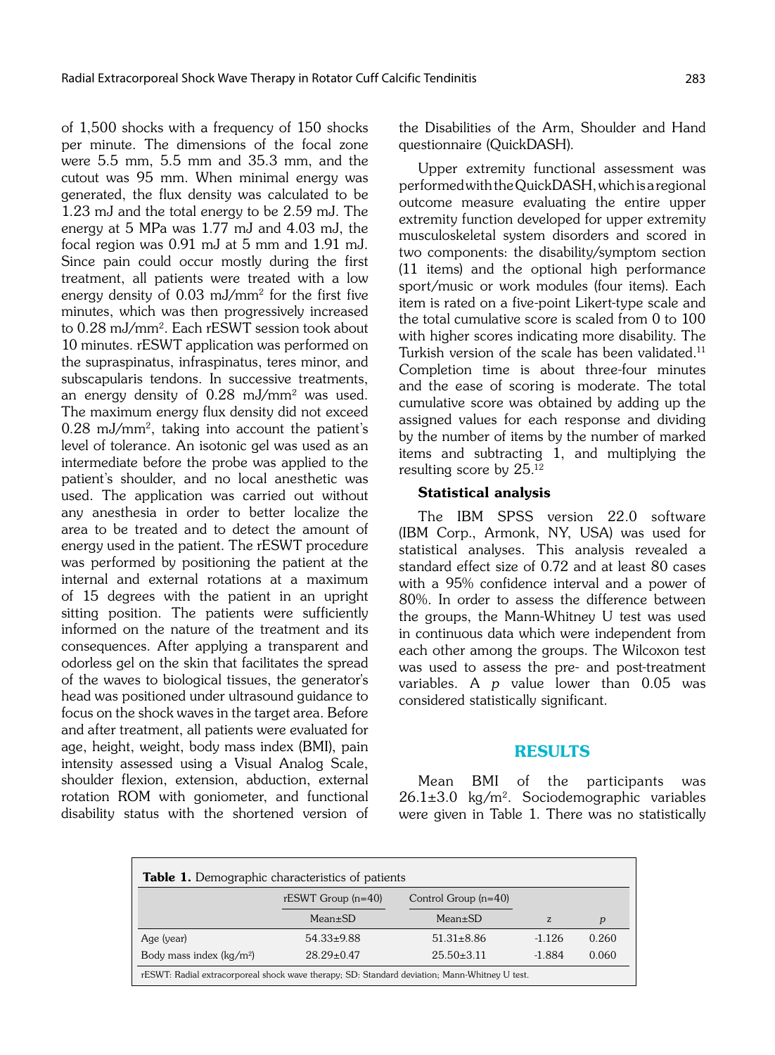of 1,500 shocks with a frequency of 150 shocks per minute. The dimensions of the focal zone were 5.5 mm, 5.5 mm and 35.3 mm, and the cutout was 95 mm. When minimal energy was generated, the flux density was calculated to be 1.23 mJ and the total energy to be 2.59 mJ. The energy at 5 MPa was 1.77 mJ and 4.03 mJ, the focal region was 0.91 mJ at 5 mm and 1.91 mJ. Since pain could occur mostly during the first treatment, all patients were treated with a low energy density of 0.03 mJ/mm$^2$ for the first five minutes, which was then progressively increased to 0.28 mJ/mm$^2$. Each rESWT session took about 10 minutes. rESWT application was performed on the supraspinatus, infraspinatus, teres minor, and subscapularis tendons. In successive treatments, an energy density of 0.28 mJ/mm$^2$ was used. The maximum energy flux density did not exceed 0.28 mJ/mm$^2$, taking into account the patient's level of tolerance. An isotonic gel was used as an intermediate before the probe was applied to the patient's shoulder, and no local anesthetic was used. The application was carried out without any anesthesia in order to better localize the area to be treated and to detect the amount of energy used in the patient. The rESWT procedure was performed by positioning the patient at the internal and external rotations at a maximum of 15 degrees with the patient in an upright sitting position. The patients were sufficiently informed on the nature of the treatment and its consequences. After applying a transparent and odorless gel on the skin that facilitates the spread of the waves to biological tissues, the generator's head was positioned under ultrasound guidance to focus on the shock waves in the target area. Before and after treatment, all patients were evaluated for age, height, weight, body mass index (BMI), pain intensity assessed using a Visual Analog Scale, shoulder flexion, extension, abduction, external rotation ROM with goniometer, and functional disability status with the shortened version of the Disabilities of the Arm, Shoulder and Hand questionnaire (QuickDASH).

Upper extremity functional assessment was performed with the QuickDASH, which is a regional outcome measure evaluating the entire upper extremity function developed for upper extremity musculoskeletal system disorders and scored in two components: the disability/symptom section (11 items) and the optional high performance sport/music or work modules (four items). Each item is rated on a five-point Likert-type scale and the total cumulative score is scaled from 0 to 100 with higher scores indicating more disability. The Turkish version of the scale has been validated.[11] Completion time is about three-four minutes and the ease of scoring is moderate. The total cumulative score was obtained by adding up the assigned values for each response and dividing by the number of items by the number of marked items and subtracting 1, and multiplying the resulting score by 25.[12]

### Statistical analysis

The IBM SPSS version 22.0 software (IBM Corp., Armonk, NY, USA) was used for statistical analyses. This analysis revealed a standard effect size of 0.72 and at least 80 cases with a 95% confidence interval and a power of 80%. In order to assess the difference between the groups, the Mann-Whitney U test was used in continuous data which were independent from each other among the groups. The Wilcoxon test was used to assess the pre- and post-treatment variables. A *p* value lower than 0.05 was considered statistically significant.

## RESULTS

Mean BMI of the participants was 26.1±3.0 kg/m$^2$. Sociodemographic variables were given in Table 1. There was no statistically

**Table 1.** Demographic characteristics of patients

| | rESWT Group (n=40) | Control Group (n=40) | | |
|---|---|---|---|---|
| | Mean±SD | Mean±SD | z | *p* |
| Age (year) | 54.33±9.88 | 51.31±8.86 | -1.126 | 0.260 |
| Body mass index (kg/m$^2$) | 28.29±0.47 | 25.50±3.11 | -1.884 | 0.060 |

rESWT: Radial extracorporeal shock wave therapy; SD: Standard deviation; Mann-Whitney U test.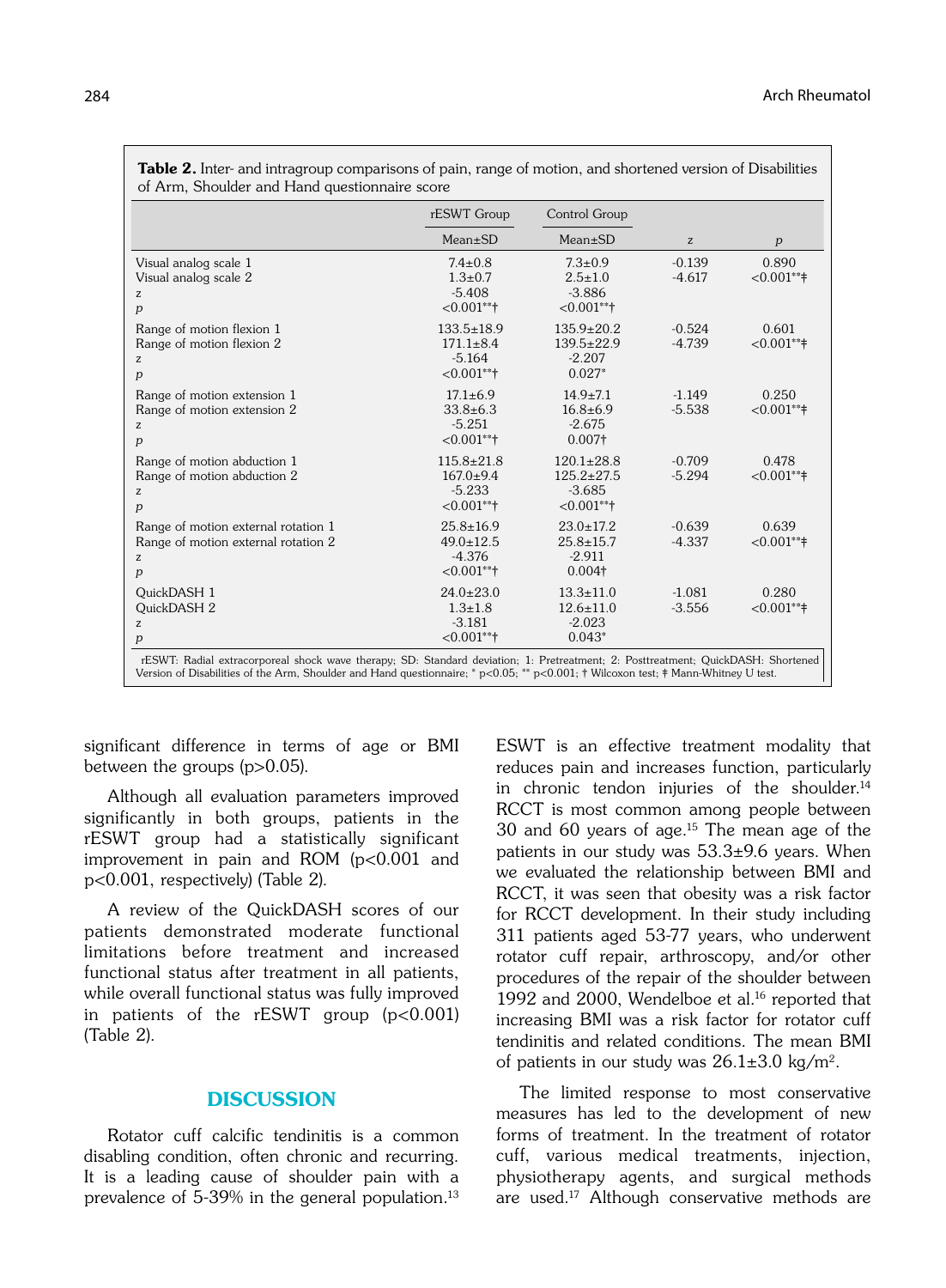**Table 2.** Inter- and intragroup comparisons of pain, range of motion, and shortened version of Disabilities of Arm, Shoulder and Hand questionnaire score

| | rESWT Group | Control Group | | |
|---|---|---|---|---|
| | Mean±SD | Mean±SD | z | p |
| Visual analog scale 1 | 7.4±0.8 | 7.3±0.9 | -0.139 | 0.890 |
| Visual analog scale 2 | 1.3±0.7 | 2.5±1.0 | -4.617 | <0.001**‡ |
| z | -5.408 | -3.886 | | |
| p | <0.001**† | <0.001**† | | |
| Range of motion flexion 1 | 133.5±18.9 | 135.9±20.2 | -0.524 | 0.601 |
| Range of motion flexion 2 | 171.1±8.4 | 139.5±22.9 | -4.739 | <0.001**‡ |
| z | -5.164 | -2.207 | | |
| p | <0.001**† | 0.027* | | |
| Range of motion extension 1 | 17.1±6.9 | 14.9±7.1 | -1.149 | 0.250 |
| Range of motion extension 2 | 33.8±6.3 | 16.8±6.9 | -5.538 | <0.001**‡ |
| z | -5.251 | -2.675 | | |
| p | <0.001**† | 0.007† | | |
| Range of motion abduction 1 | 115.8±21.8 | 120.1±28.8 | -0.709 | 0.478 |
| Range of motion abduction 2 | 167.0±9.4 | 125.2±27.5 | -5.294 | <0.001**‡ |
| z | -5.233 | -3.685 | | |
| p | <0.001**† | <0.001**† | | |
| Range of motion external rotation 1 | 25.8±16.9 | 23.0±17.2 | -0.639 | 0.639 |
| Range of motion external rotation 2 | 49.0±12.5 | 25.8±15.7 | -4.337 | <0.001**‡ |
| z | -4.376 | -2.911 | | |
| p | <0.001**† | 0.004† | | |
| QuickDASH 1 | 24.0±23.0 | 13.3±11.0 | -1.081 | 0.280 |
| QuickDASH 2 | 1.3±1.8 | 12.6±11.0 | -3.556 | <0.001**‡ |
| z | -3.181 | -2.023 | | |
| p | <0.001**† | 0.043* | | |

rESWT: Radial extracorporeal shock wave therapy; SD: Standard deviation; 1: Pretreatment; 2: Posttreatment; QuickDASH: Shortened Version of Disabilities of the Arm, Shoulder and Hand questionnaire; * $p<0.05$; ** $p<0.001$; † Wilcoxon test; ‡ Mann-Whitney U test.

significant difference in terms of age or BMI between the groups ($p>0.05$).

Although all evaluation parameters improved significantly in both groups, patients in the rESWT group had a statistically significant improvement in pain and ROM ($p<0.001$ and $p<0.001$, respectively) (Table 2).

A review of the QuickDASH scores of our patients demonstrated moderate functional limitations before treatment and increased functional status after treatment in all patients, while overall functional status was fully improved in patients of the rESWT group ($p<0.001$) (Table 2).

## DISCUSSION

Rotator cuff calcific tendinitis is a common disabling condition, often chronic and recurring. It is a leading cause of shoulder pain with a prevalence of 5-39% in the general population.[13] ESWT is an effective treatment modality that reduces pain and increases function, particularly in chronic tendon injuries of the shoulder.[14] RCCT is most common among people between 30 and 60 years of age.[15] The mean age of the patients in our study was 53.3±9.6 years. When we evaluated the relationship between BMI and RCCT, it was seen that obesity was a risk factor for RCCT development. In their study including 311 patients aged 53-77 years, who underwent rotator cuff repair, arthroscopy, and/or other procedures of the repair of the shoulder between 1992 and 2000, Wendelboe et al.[16] reported that increasing BMI was a risk factor for rotator cuff tendinitis and related conditions. The mean BMI of patients in our study was 26.1±3.0 kg/m$^2$.

The limited response to most conservative measures has led to the development of new forms of treatment. In the treatment of rotator cuff, various medical treatments, injection, physiotherapy agents, and surgical methods are used.[17] Although conservative methods are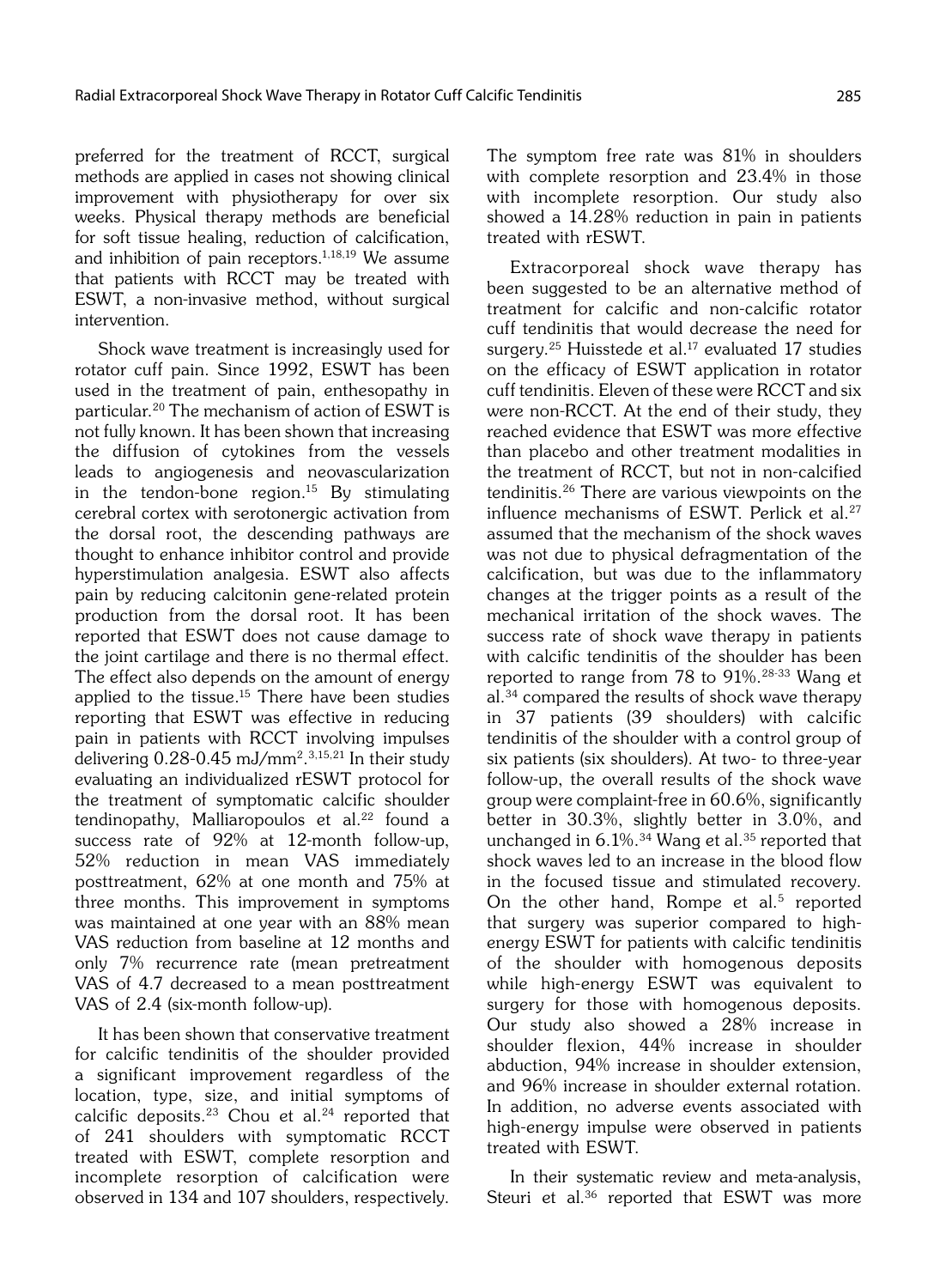preferred for the treatment of RCCT, surgical methods are applied in cases not showing clinical improvement with physiotherapy for over six weeks. Physical therapy methods are beneficial for soft tissue healing, reduction of calcification, and inhibition of pain receptors.[1,18,19] We assume that patients with RCCT may be treated with ESWT, a non-invasive method, without surgical intervention.

Shock wave treatment is increasingly used for rotator cuff pain. Since 1992, ESWT has been used in the treatment of pain, enthesopathy in particular.[20] The mechanism of action of ESWT is not fully known. It has been shown that increasing the diffusion of cytokines from the vessels leads to angiogenesis and neovascularization in the tendon-bone region.[15] By stimulating cerebral cortex with serotonergic activation from the dorsal root, the descending pathways are thought to enhance inhibitor control and provide hyperstimulation analgesia. ESWT also affects pain by reducing calcitonin gene-related protein production from the dorsal root. It has been reported that ESWT does not cause damage to the joint cartilage and there is no thermal effect. The effect also depends on the amount of energy applied to the tissue.[15] There have been studies reporting that ESWT was effective in reducing pain in patients with RCCT involving impulses delivering 0.28-0.45 $mJ/mm^2$.[3,15,21] In their study evaluating an individualized rESWT protocol for the treatment of symptomatic calcific shoulder tendinopathy, Malliaropoulos et al.[22] found a success rate of 92% at 12-month follow-up, 52% reduction in mean VAS immediately posttreatment, 62% at one month and 75% at three months. This improvement in symptoms was maintained at one year with an 88% mean VAS reduction from baseline at 12 months and only 7% recurrence rate (mean pretreatment VAS of 4.7 decreased to a mean posttreatment VAS of 2.4 (six-month follow-up).

It has been shown that conservative treatment for calcific tendinitis of the shoulder provided a significant improvement regardless of the location, type, size, and initial symptoms of calcific deposits.[23] Chou et al.[24] reported that of 241 shoulders with symptomatic RCCT treated with ESWT, complete resorption and incomplete resorption of calcification were observed in 134 and 107 shoulders, respectively. The symptom free rate was 81% in shoulders with complete resorption and 23.4% in those with incomplete resorption. Our study also showed a 14.28% reduction in pain in patients treated with rESWT.

Extracorporeal shock wave therapy has been suggested to be an alternative method of treatment for calcific and non-calcific rotator cuff tendinitis that would decrease the need for surgery.[25] Huisstede et al.[17] evaluated 17 studies on the efficacy of ESWT application in rotator cuff tendinitis. Eleven of these were RCCT and six were non-RCCT. At the end of their study, they reached evidence that ESWT was more effective than placebo and other treatment modalities in the treatment of RCCT, but not in non-calcified tendinitis.[26] There are various viewpoints on the influence mechanisms of ESWT. Perlick et al.[27] assumed that the mechanism of the shock waves was not due to physical defragmentation of the calcification, but was due to the inflammatory changes at the trigger points as a result of the mechanical irritation of the shock waves. The success rate of shock wave therapy in patients with calcific tendinitis of the shoulder has been reported to range from 78 to 91%.[28-33] Wang et al.[34] compared the results of shock wave therapy in 37 patients (39 shoulders) with calcific tendinitis of the shoulder with a control group of six patients (six shoulders). At two- to three-year follow-up, the overall results of the shock wave group were complaint-free in 60.6%, significantly better in 30.3%, slightly better in 3.0%, and unchanged in 6.1%.[34] Wang et al.[35] reported that shock waves led to an increase in the blood flow in the focused tissue and stimulated recovery. On the other hand, Rompe et al.[5] reported that surgery was superior compared to high-energy ESWT for patients with calcific tendinitis of the shoulder with homogenous deposits while high-energy ESWT was equivalent to surgery for those with homogenous deposits. Our study also showed a 28% increase in shoulder flexion, 44% increase in shoulder abduction, 94% increase in shoulder extension, and 96% increase in shoulder external rotation. In addition, no adverse events associated with high-energy impulse were observed in patients treated with ESWT.

In their systematic review and meta-analysis, Steuri et al.[36] reported that ESWT was more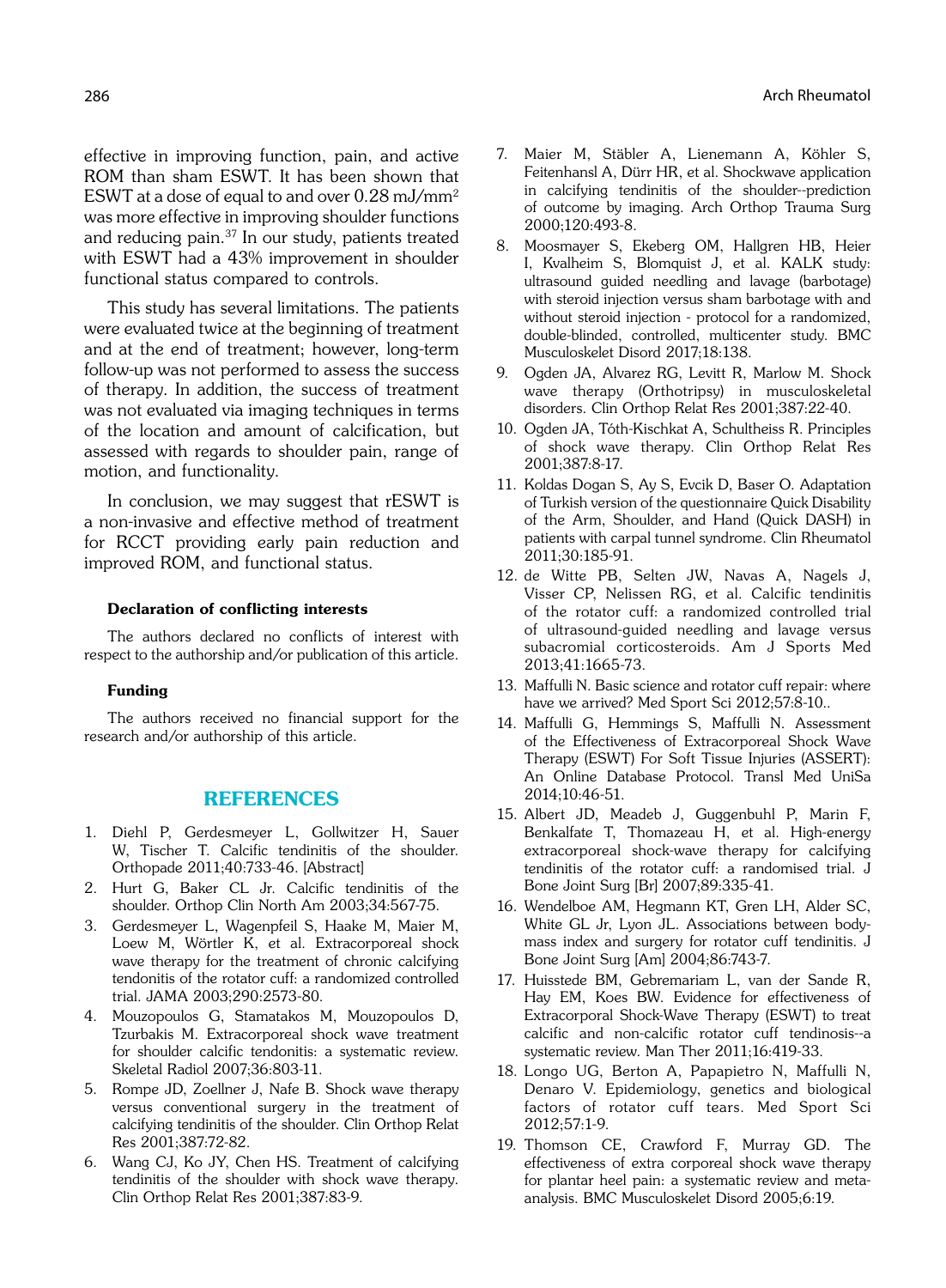effective in improving function, pain, and active ROM than sham ESWT. It has been shown that ESWT at a dose of equal to and over 0.28 mJ/mm$^2$ was more effective in improving shoulder functions and reducing pain.[37] In our study, patients treated with ESWT had a 43% improvement in shoulder functional status compared to controls.

This study has several limitations. The patients were evaluated twice at the beginning of treatment and at the end of treatment; however, long-term follow-up was not performed to assess the success of therapy. In addition, the success of treatment was not evaluated via imaging techniques in terms of the location and amount of calcification, but assessed with regards to shoulder pain, range of motion, and functionality.

In conclusion, we may suggest that rESWT is a non-invasive and effective method of treatment for RCCT providing early pain reduction and improved ROM, and functional status.

#### Declaration of conflicting interests

The authors declared no conflicts of interest with respect to the authorship and/or publication of this article.

#### Funding

The authors received no financial support for the research and/or authorship of this article.

## REFERENCES

1. Diehl P, Gerdesmeyer L, Gollwitzer H, Sauer W, Tischer T. Calcific tendinitis of the shoulder. Orthopade 2011;40:733-46. [Abstract]
2. Hurt G, Baker CL Jr. Calcific tendinitis of the shoulder. Orthop Clin North Am 2003;34:567-75.
3. Gerdesmeyer L, Wagenpfeil S, Haake M, Maier M, Loew M, Wörtler K, et al. Extracorporeal shock wave therapy for the treatment of chronic calcifying tendonitis of the rotator cuff: a randomized controlled trial. JAMA 2003;290:2573-80.
4. Mouzopoulos G, Stamatakos M, Mouzopoulos D, Tzurbakis M. Extracorporeal shock wave treatment for shoulder calcific tendonitis: a systematic review. Skeletal Radiol 2007;36:803-11.
5. Rompe JD, Zoellner J, Nafe B. Shock wave therapy versus conventional surgery in the treatment of calcifying tendinitis of the shoulder. Clin Orthop Relat Res 2001;387:72-82.
6. Wang CJ, Ko JY, Chen HS. Treatment of calcifying tendinitis of the shoulder with shock wave therapy. Clin Orthop Relat Res 2001;387:83-9.
7. Maier M, Stäbler A, Lienemann A, Köhler S, Feitenhansl A, Dürr HR, et al. Shockwave application in calcifying tendinitis of the shoulder--prediction of outcome by imaging. Arch Orthop Trauma Surg 2000;120:493-8.
8. Moosmayer S, Ekeberg OM, Hallgren HB, Heier I, Kvalheim S, Blomquist J, et al. KALK study: ultrasound guided needling and lavage (barbotage) with steroid injection versus sham barbotage with and without steroid injection - protocol for a randomized, double-blinded, controlled, multicenter study. BMC Musculoskelet Disord 2017;18:138.
9. Ogden JA, Alvarez RG, Levitt R, Marlow M. Shock wave therapy (Orthotripsy) in musculoskeletal disorders. Clin Orthop Relat Res 2001;387:22-40.
10. Ogden JA, Tóth-Kischkat A, Schultheiss R. Principles of shock wave therapy. Clin Orthop Relat Res 2001;387:8-17.
11. Koldas Dogan S, Ay S, Evcik D, Baser O. Adaptation of Turkish version of the questionnaire Quick Disability of the Arm, Shoulder, and Hand (Quick DASH) in patients with carpal tunnel syndrome. Clin Rheumatol 2011;30:185-91.
12. de Witte PB, Selten JW, Navas A, Nagels J, Visser CP, Nelissen RG, et al. Calcific tendinitis of the rotator cuff: a randomized controlled trial of ultrasound-guided needling and lavage versus subacromial corticosteroids. Am J Sports Med 2013;41:1665-73.
13. Maffulli N. Basic science and rotator cuff repair: where have we arrived? Med Sport Sci 2012;57:8-10..
14. Maffulli G, Hemmings S, Maffulli N. Assessment of the Effectiveness of Extracorporeal Shock Wave Therapy (ESWT) For Soft Tissue Injuries (ASSERT): An Online Database Protocol. Transl Med UniSa 2014;10:46-51.
15. Albert JD, Meadeb J, Guggenbuhl P, Marin F, Benkalfate T, Thomazeau H, et al. High-energy extracorporeal shock-wave therapy for calcifying tendinitis of the rotator cuff: a randomised trial. J Bone Joint Surg [Br] 2007;89:335-41.
16. Wendelboe AM, Hegmann KT, Gren LH, Alder SC, White GL Jr, Lyon JL. Associations between body-mass index and surgery for rotator cuff tendinitis. J Bone Joint Surg [Am] 2004;86:743-7.
17. Huisstede BM, Gebremariam L, van der Sande R, Hay EM, Koes BW. Evidence for effectiveness of Extracorporeal Shock-Wave Therapy (ESWT) to treat calcific and non-calcific rotator cuff tendinosis--a systematic review. Man Ther 2011;16:419-33.
18. Longo UG, Berton A, Papapietro N, Maffulli N, Denaro V. Epidemiology, genetics and biological factors of rotator cuff tears. Med Sport Sci 2012;57:1-9.
19. Thomson CE, Crawford F, Murray GD. The effectiveness of extra corporeal shock wave therapy for plantar heel pain: a systematic review and meta-analysis. BMC Musculoskelet Disord 2005;6:19.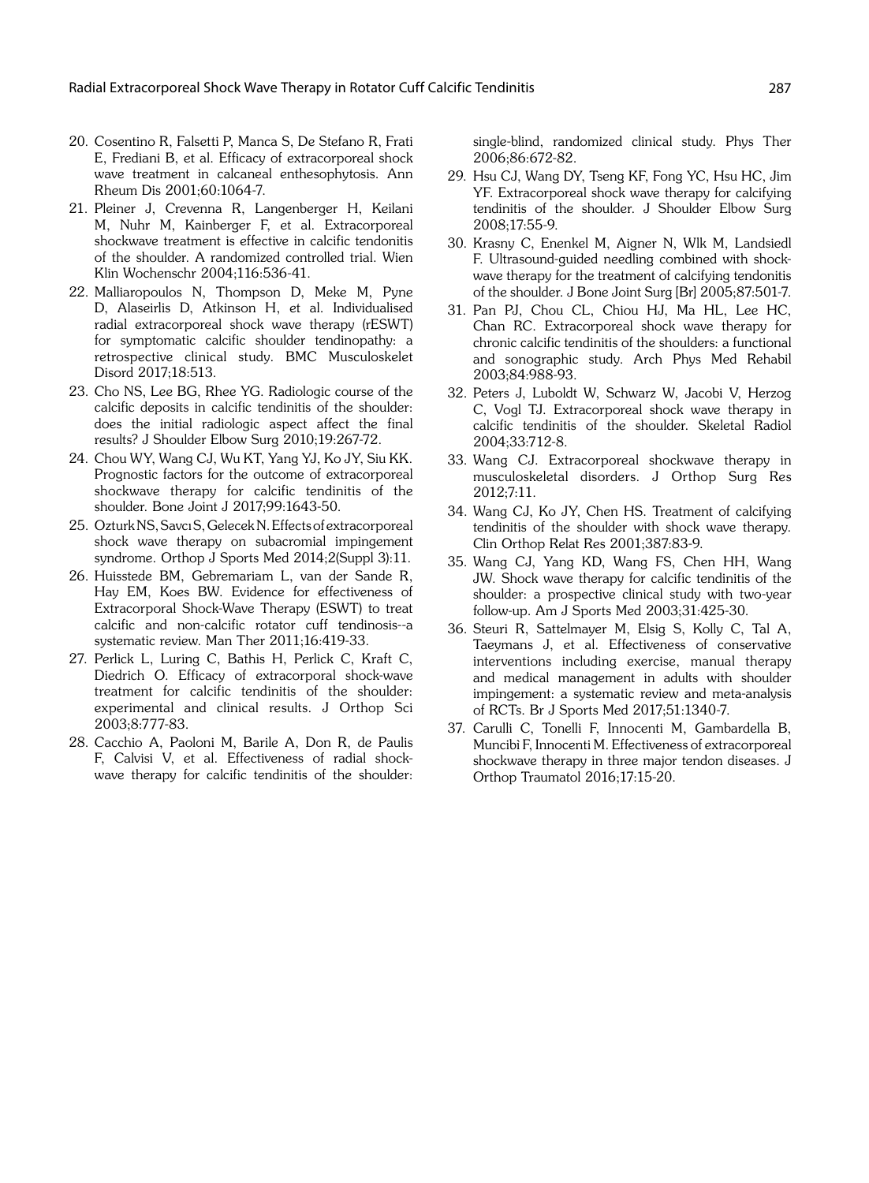20. Cosentino R, Falsetti P, Manca S, De Stefano R, Frati E, Frediani B, et al. Efficacy of extracorporeal shock wave treatment in calcaneal enthesophytosis. Ann Rheum Dis 2001;60:1064-7.
21. Pleiner J, Crevenna R, Langenberger H, Keilani M, Nuhr M, Kainberger F, et al. Extracorporeal shockwave treatment is effective in calcific tendonitis of the shoulder. A randomized controlled trial. Wien Klin Wochenschr 2004;116:536-41.
22. Malliaropoulos N, Thompson D, Meke M, Pyne D, Alaseirlis D, Atkinson H, et al. Individualised radial extracorporeal shock wave therapy (rESWT) for symptomatic calcific shoulder tendinopathy: a retrospective clinical study. BMC Musculoskelet Disord 2017;18:513.
23. Cho NS, Lee BG, Rhee YG. Radiologic course of the calcific deposits in calcific tendinitis of the shoulder: does the initial radiologic aspect affect the final results? J Shoulder Elbow Surg 2010;19:267-72.
24. Chou WY, Wang CJ, Wu KT, Yang YJ, Ko JY, Siu KK. Prognostic factors for the outcome of extracorporeal shockwave therapy for calcific tendinitis of the shoulder. Bone Joint J 2017;99:1643-50.
25. Ozturk NS, Savcı S, Gelecek N. Effects of extracorporeal shock wave therapy on subacromial impingement syndrome. Orthop J Sports Med 2014;2(Suppl 3):11.
26. Huisstede BM, Gebremariam L, van der Sande R, Hay EM, Koes BW. Evidence for effectiveness of Extracorporal Shock-Wave Therapy (ESWT) to treat calcific and non-calcific rotator cuff tendinosis--a systematic review. Man Ther 2011;16:419-33.
27. Perlick L, Luring C, Bathis H, Perlick C, Kraft C, Diedrich O. Efficacy of extracorporal shock-wave treatment for calcific tendinitis of the shoulder: experimental and clinical results. J Orthop Sci 2003;8:777-83.
28. Cacchio A, Paoloni M, Barile A, Don R, de Paulis F, Calvisi V, et al. Effectiveness of radial shock-wave therapy for calcific tendinitis of the shoulder: single-blind, randomized clinical study. Phys Ther 2006;86:672-82.
29. Hsu CJ, Wang DY, Tseng KF, Fong YC, Hsu HC, Jim YF. Extracorporeal shock wave therapy for calcifying tendinitis of the shoulder. J Shoulder Elbow Surg 2008;17:55-9.
30. Krasny C, Enenkel M, Aigner N, Wlk M, Landsiedl F. Ultrasound-guided needling combined with shock-wave therapy for the treatment of calcifying tendonitis of the shoulder. J Bone Joint Surg [Br] 2005;87:501-7.
31. Pan PJ, Chou CL, Chiou HJ, Ma HL, Lee HC, Chan RC. Extracorporeal shock wave therapy for chronic calcific tendinitis of the shoulders: a functional and sonographic study. Arch Phys Med Rehabil 2003;84:988-93.
32. Peters J, Luboldt W, Schwarz W, Jacobi V, Herzog C, Vogl TJ. Extracorporeal shock wave therapy in calcific tendinitis of the shoulder. Skeletal Radiol 2004;33:712-8.
33. Wang CJ. Extracorporeal shockwave therapy in musculoskeletal disorders. J Orthop Surg Res 2012;7:11.
34. Wang CJ, Ko JY, Chen HS. Treatment of calcifying tendinitis of the shoulder with shock wave therapy. Clin Orthop Relat Res 2001;387:83-9.
35. Wang CJ, Yang KD, Wang FS, Chen HH, Wang JW. Shock wave therapy for calcific tendinitis of the shoulder: a prospective clinical study with two-year follow-up. Am J Sports Med 2003;31:425-30.
36. Steuri R, Sattelmayer M, Elsig S, Kolly C, Tal A, Taeymans J, et al. Effectiveness of conservative interventions including exercise, manual therapy and medical management in adults with shoulder impingement: a systematic review and meta-analysis of RCTs. Br J Sports Med 2017;51:1340-7.
37. Carulli C, Tonelli F, Innocenti M, Gambardella B, Muncibì F, Innocenti M. Effectiveness of extracorporeal shockwave therapy in three major tendon diseases. J Orthop Traumatol 2016;17:15-20.